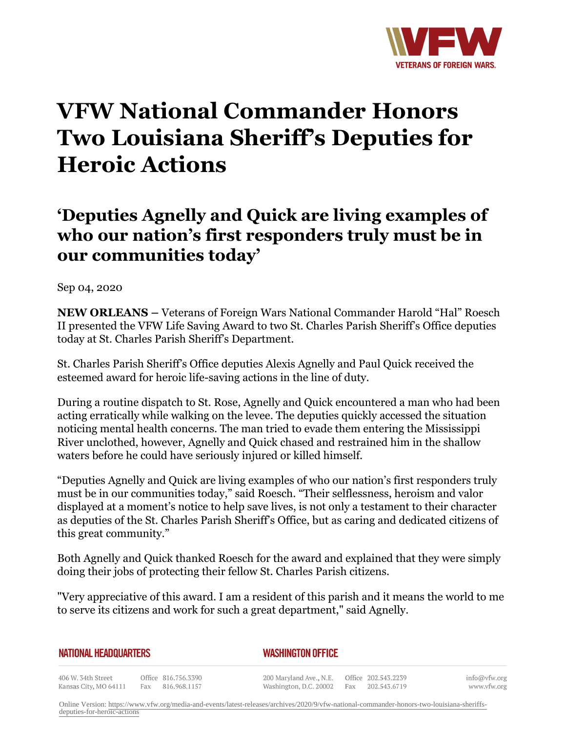# VFW National Commander Honors Two Louisiana Sheriff's Deputies for Heroic Actions

## 'Deputies Agnelly and Quick are living examples of who our nation's first responders truly must be in our communities today'

Sep 04, 2020

**NEW ORLEANS –** Veterans of Foreign Wars National Commander Harold "Hal" Roesch II presented the VFW Life Saving Award to two St. Charles Parish Sheriff's Office deputies today at St. Charles Parish Sheriff's Department.

St. Charles Parish Sheriff's Office deputies Alexis Agnelly and Paul Quick received the esteemed award for heroic life-saving actions in the line of duty.

During a routine dispatch to St. Rose, Agnelly and Quick encountered a man who had been acting erratically while walking on the levee. The deputies quickly accessed the situation noticing mental health concerns. The man tried to evade them entering the Mississippi River unclothed, however, Agnelly and Quick chased and restrained him in the shallow waters before he could have seriously injured or killed himself.

"Deputies Agnelly and Quick are living examples of who our nation's first responders truly must be in our communities today," said Roesch. "Their selflessness, heroism and valor displayed at a moment's notice to help save lives, is not only a testament to their character as deputies of the St. Charles Parish Sheriff's Office, but as caring and dedicated citizens of this great community."

Both Agnelly and Quick thanked Roesch for the award and explained that they were simply doing their jobs of protecting their fellow St. Charles Parish citizens.

"Very appreciative of this award. I am a resident of this parish and it means the world to me to serve its citizens and work for such a great department," said Agnelly.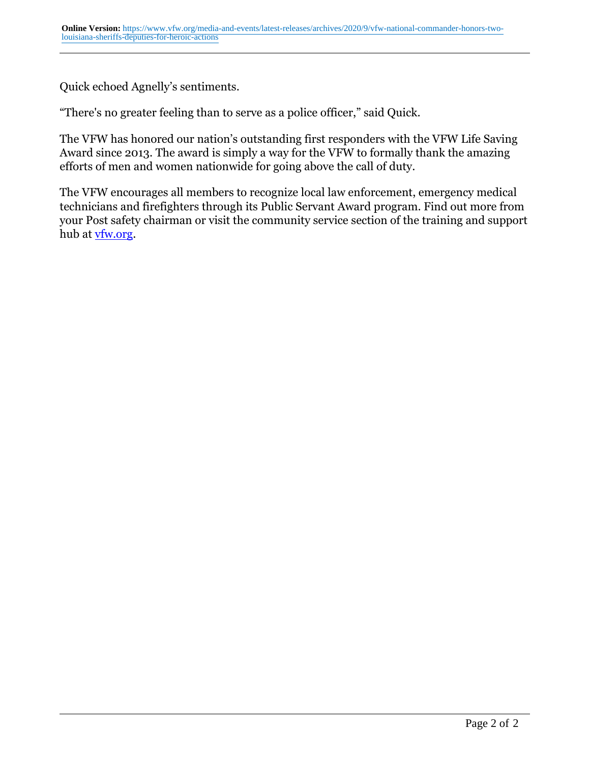Quick echoed Agnelly’s sentiments.

“There's no greater feeling than to serve as a police officer,” said Quick.

The VFW has honored our nation’s outstanding first responders with the VFW Life Saving Award since 2013. The award is simply a way for the VFW to formally thank the amazing efforts of men and women nationwide for going above the call of duty.

The VFW encourages all members to recognize local law enforcement, emergency medical technicians and firefighters through its Public Servant Award program. Find out more from your Post safety chairman or visit the community service section of the training and support hub at [vfw.org](https://www.vfw.org).